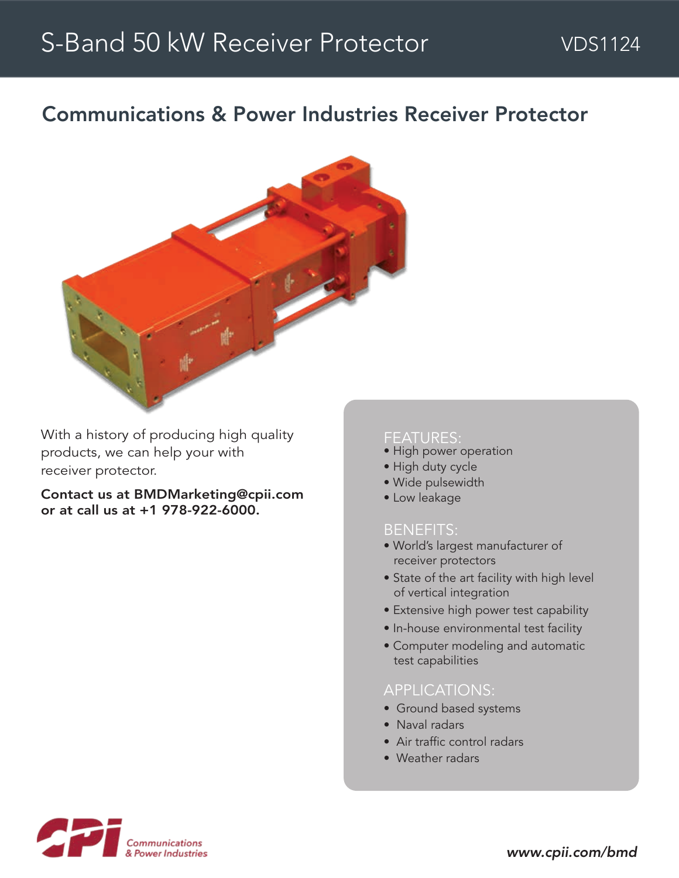# S-Band 50 kW Receiver Protector

VDS1124

## Communications & Power Industries Receiver Protector

With a history of producing high quality products, we can help your with receiver protector.

**Contact us at BMDMarketing@cpii.com or at call us at +1 978-922-6000.**

### FEATURES:

- High power operation
- High duty cycle
- Wide pulsewidth
- Low leakage

### BENEFITS:

- World's largest manufacturer of receiver protectors
- State of the art facility with high level of vertical integration
- Extensive high power test capability
- In-house environmental test facility
- Computer modeling and automatic test capabilities

### APPLICATIONS:

- Ground based systems
- Naval radars
- Air traffic control radars
- Weather radars

CPI Communications & Power Industries

*www.cpii.com/bmd*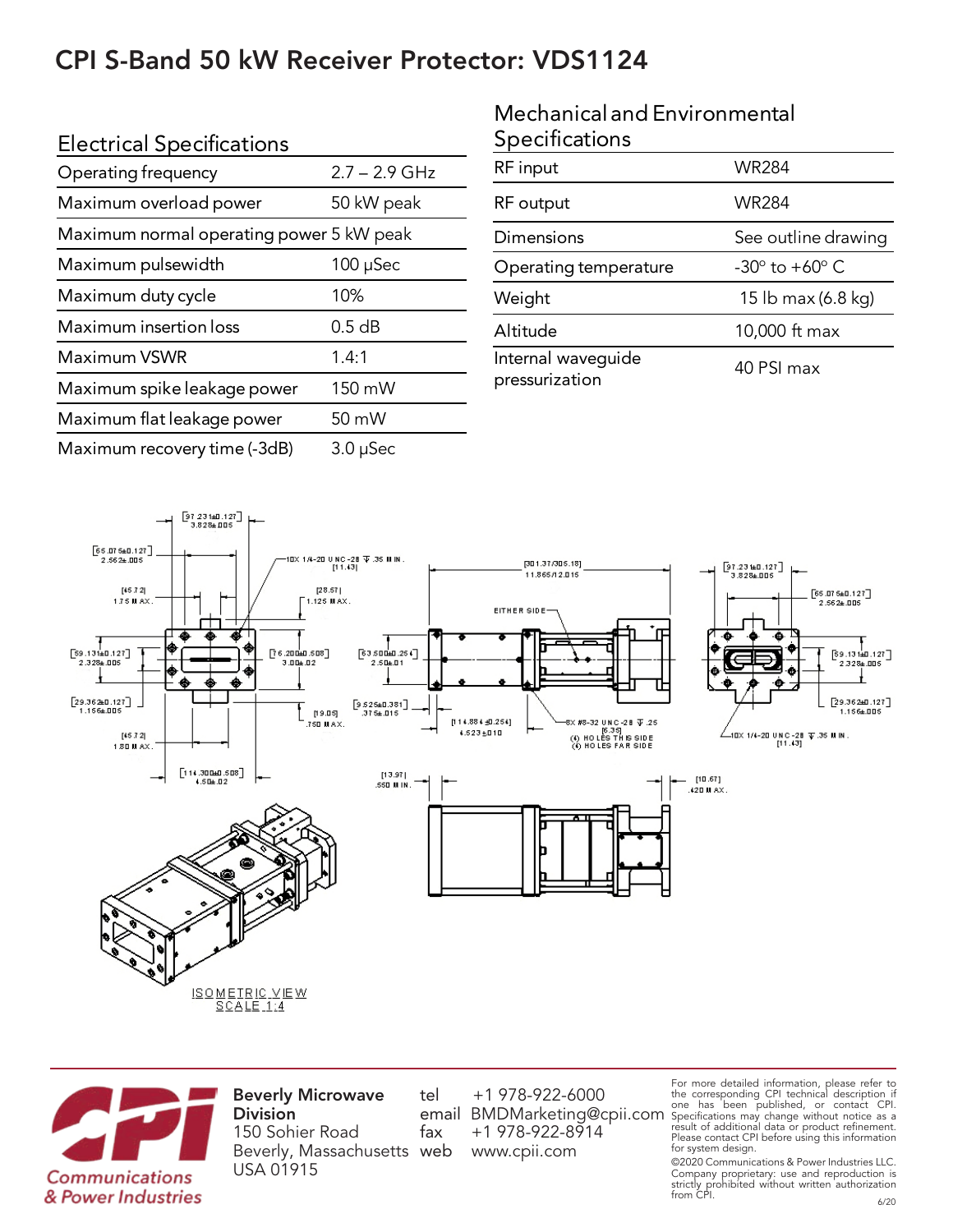# CPI S-Band 50 kW Receiver Protector: VDS1124

## Electrical Specifications

| | |
|---|---|
| Operating frequency | 2.7 – 2.9 GHz |
| Maximum overload power | 50 kW peak |
| Maximum normal operating power | 5 kW peak |
| Maximum pulsewidth | 100 µSec |
| Maximum duty cycle | 10% |
| Maximum insertion loss | 0.5 dB |
| Maximum VSWR | 1.4:1 |
| Maximum spike leakage power | 150 mW |
| Maximum flat leakage power | 50 mW |
| Maximum recovery time (-3dB) | 3.0 µSec |

## Mechanical and Environmental Specifications

| | |
|---|---|
| RF input | WR284 |
| RF output | WR284 |
| Dimensions | See outline drawing |
| Operating temperature | -30° to +60° C |
| Weight | 15 lb max (6.8 kg) |
| Altitude | 10,000 ft max |
| Internal waveguide pressurization | 40 PSI max |

[97.23±0.127]
3.828±.005

[65.07±0.127]
2.562±.005

10X 1/4-20 UNC-2B ⊽ .35 MIN.
[11.43]

[45.72]
1.75 MAX.

[28.57]
1.125 MAX.

[59.13±0.127]
2.328±.005

[76.20±0.508]
3.00±.02

[29.36±0.127]
1.156±.005

[19.05]
.750 MAX.

[45.72]
1.80 MAX.

[114.30±0.508]
4.50±.02

[301.37/305.18]
11.865/12.015

EITHER SIDE

[63.50±0.254]
2.50±.01

[9.525±0.381]
.375±.015

[114.884±0.254]
4.523±.010

8X #8-32 UNC-2B ⊽ .25
[6.35]
(4) HOLES THIS SIDE
(4) HOLES FAR SIDE

[97.23±0.127]
3.828±.005

[65.07±0.127]
2.562±.005

[59.13±0.127]
2.328±.005

[29.36±0.127]
1.156±.005

10X 1/4-20 UNC-2B ⊽ .35 MIN.
[11.43]

[13.97]
.550 MIN.

[10.67]
.420 MAX.

ISOMETRIC VIEW
SCALE 1:4

**Beverly Microwave Division**
150 Sohier Road
Beverly, Massachusetts
USA 01915

tel +1 978-922-6000
email BMDMarketing@cpii.com
fax +1 978-922-8914
web www.cpii.com

For more detailed information, please refer to the corresponding CPI technical description if one has been published, or contact CPI. Specifications may change without notice as a result of additional data or product refinement. Please contact CPI before using this information for system design.

©2020 Communications & Power Industries LLC. Company proprietary: use and reproduction is strictly prohibited without written authorization from CPI.

6/20